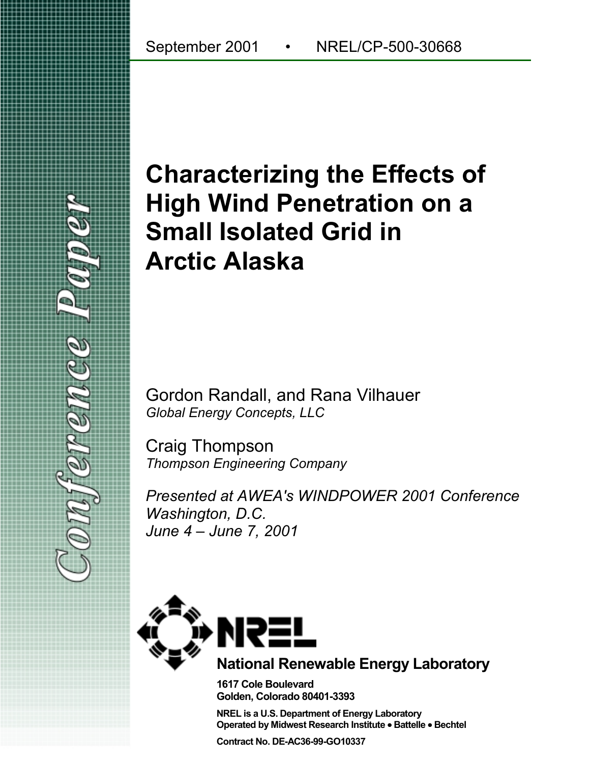September 2001 • NREL/CP-500-30668

# Characterizing the Effects of High Wind Penetration on a Small Isolated Grid in Arctic Alaska

Gordon Randall, and Rana Vilhauer
*Global Energy Concepts, LLC*

Craig Thompson
*Thompson Engineering Company*

*Presented at AWEA's WINDPOWER 2001 Conference*
*Washington, D.C.*
*June 4 – June 7, 2001*

Conference Paper

**National Renewable Energy Laboratory**

**1617 Cole Boulevard**
**Golden, Colorado 80401-3393**

**NREL is a U.S. Department of Energy Laboratory**
**Operated by Midwest Research Institute • Battelle • Bechtel**

**Contract No. DE-AC36-99-GO10337**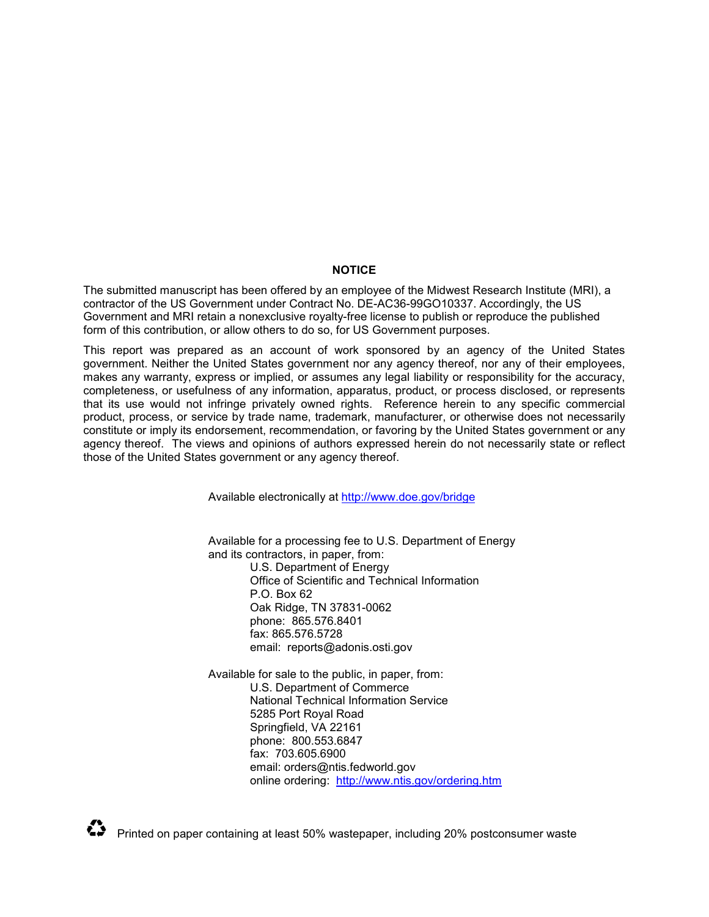## NOTICE

The submitted manuscript has been offered by an employee of the Midwest Research Institute (MRI), a contractor of the US Government under Contract No. DE-AC36-99GO10337. Accordingly, the US Government and MRI retain a nonexclusive royalty-free license to publish or reproduce the published form of this contribution, or allow others to do so, for US Government purposes.

This report was prepared as an account of work sponsored by an agency of the United States government. Neither the United States government nor any agency thereof, nor any of their employees, makes any warranty, express or implied, or assumes any legal liability or responsibility for the accuracy, completeness, or usefulness of any information, apparatus, product, or process disclosed, or represents that its use would not infringe privately owned rights. Reference herein to any specific commercial product, process, or service by trade name, trademark, manufacturer, or otherwise does not necessarily constitute or imply its endorsement, recommendation, or favoring by the United States government or any agency thereof. The views and opinions of authors expressed herein do not necessarily state or reflect those of the United States government or any agency thereof.

Available electronically at http://www.doe.gov/bridge

Available for a processing fee to U.S. Department of Energy and its contractors, in paper, from:

U.S. Department of Energy
Office of Scientific and Technical Information
P.O. Box 62
Oak Ridge, TN 37831-0062
phone: 865.576.8401
fax: 865.576.5728
email: reports@adonis.osti.gov

Available for sale to the public, in paper, from:

U.S. Department of Commerce
National Technical Information Service
5285 Port Royal Road
Springfield, VA 22161
phone: 800.553.6847
fax: 703.605.6900
email: orders@ntis.fedworld.gov
online ordering: http://www.ntis.gov/ordering.htm

♻ Printed on paper containing at least 50% wastepaper, including 20% postconsumer waste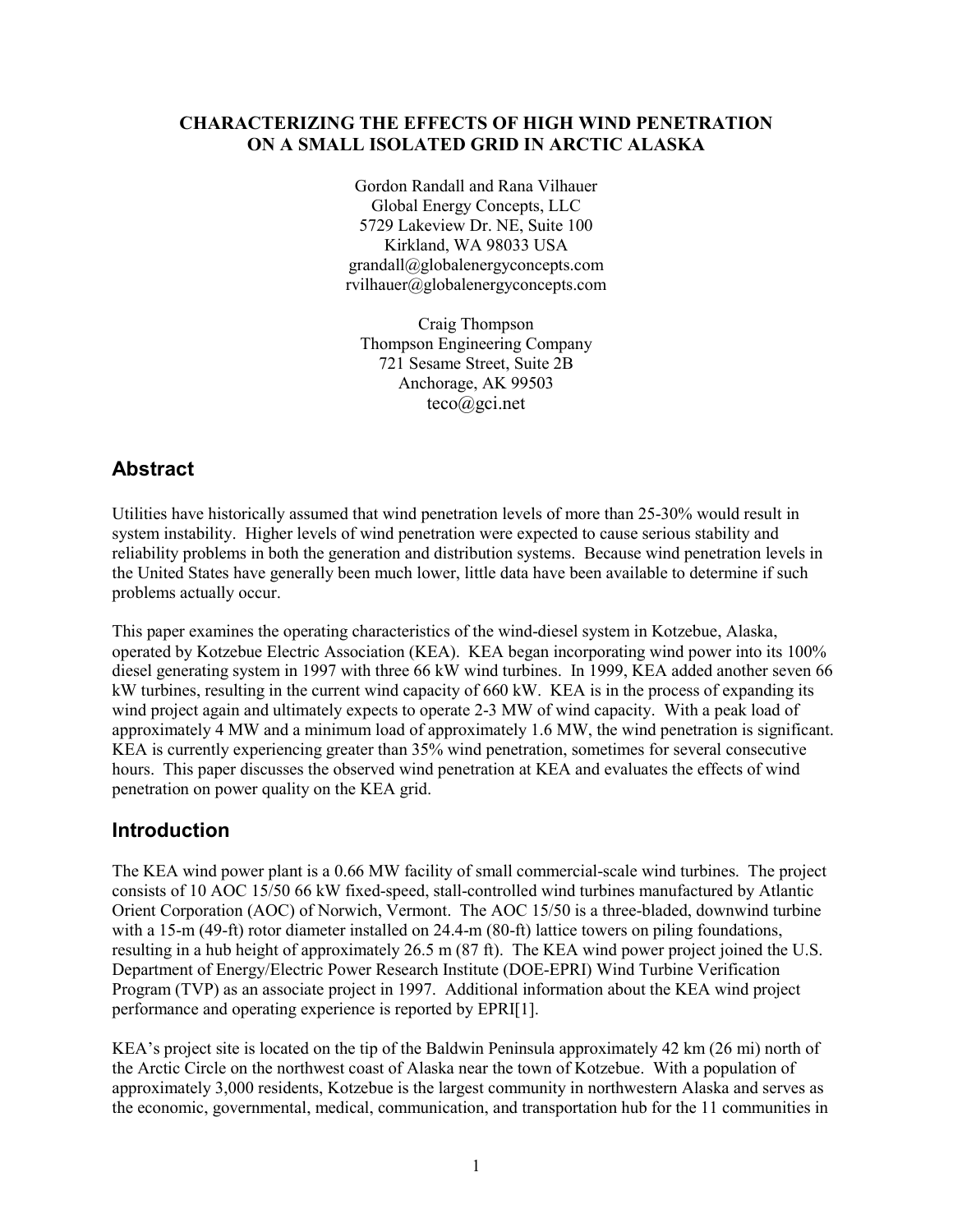**CHARACTERIZING THE EFFECTS OF HIGH WIND PENETRATION ON A SMALL ISOLATED GRID IN ARCTIC ALASKA**

Gordon Randall and Rana Vilhauer
Global Energy Concepts, LLC
5729 Lakeview Dr. NE, Suite 100
Kirkland, WA 98033 USA
grandall@globalenergyconcepts.com
rvilhauer@globalenergyconcepts.com

Craig Thompson
Thompson Engineering Company
721 Sesame Street, Suite 2B
Anchorage, AK 99503
teco@gci.net

## Abstract

Utilities have historically assumed that wind penetration levels of more than 25-30% would result in system instability. Higher levels of wind penetration were expected to cause serious stability and reliability problems in both the generation and distribution systems. Because wind penetration levels in the United States have generally been much lower, little data have been available to determine if such problems actually occur.

This paper examines the operating characteristics of the wind-diesel system in Kotzebue, Alaska, operated by Kotzebue Electric Association (KEA). KEA began incorporating wind power into its 100% diesel generating system in 1997 with three 66 kW wind turbines. In 1999, KEA added another seven 66 kW turbines, resulting in the current wind capacity of 660 kW. KEA is in the process of expanding its wind project again and ultimately expects to operate 2-3 MW of wind capacity. With a peak load of approximately 4 MW and a minimum load of approximately 1.6 MW, the wind penetration is significant. KEA is currently experiencing greater than 35% wind penetration, sometimes for several consecutive hours. This paper discusses the observed wind penetration at KEA and evaluates the effects of wind penetration on power quality on the KEA grid.

## Introduction

The KEA wind power plant is a 0.66 MW facility of small commercial-scale wind turbines. The project consists of 10 AOC 15/50 66 kW fixed-speed, stall-controlled wind turbines manufactured by Atlantic Orient Corporation (AOC) of Norwich, Vermont. The AOC 15/50 is a three-bladed, downwind turbine with a 15-m (49-ft) rotor diameter installed on 24.4-m (80-ft) lattice towers on piling foundations, resulting in a hub height of approximately 26.5 m (87 ft). The KEA wind power project joined the U.S. Department of Energy/Electric Power Research Institute (DOE-EPRI) Wind Turbine Verification Program (TVP) as an associate project in 1997. Additional information about the KEA wind project performance and operating experience is reported by EPRI[1].

KEA's project site is located on the tip of the Baldwin Peninsula approximately 42 km (26 mi) north of the Arctic Circle on the northwest coast of Alaska near the town of Kotzebue. With a population of approximately 3,000 residents, Kotzebue is the largest community in northwestern Alaska and serves as the economic, governmental, medical, communication, and transportation hub for the 11 communities in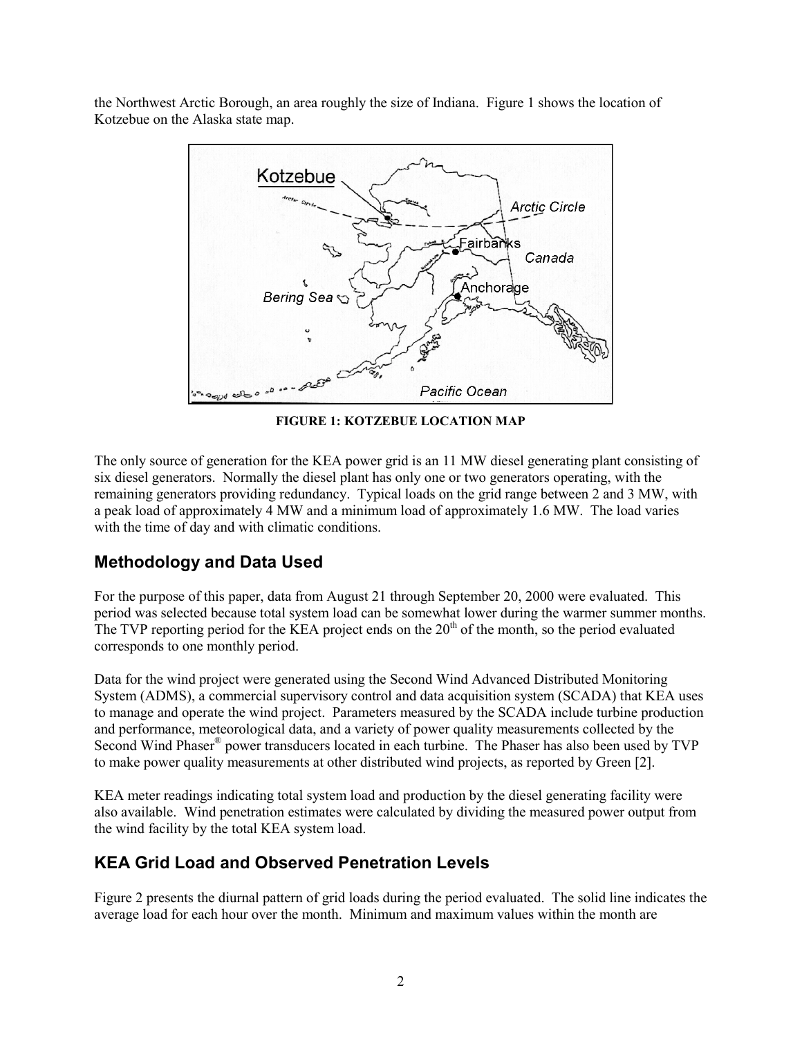the Northwest Arctic Borough, an area roughly the size of Indiana. Figure 1 shows the location of Kotzebue on the Alaska state map.

**FIGURE 1: KOTZEBUE LOCATION MAP**

The only source of generation for the KEA power grid is an 11 MW diesel generating plant consisting of six diesel generators. Normally the diesel plant has only one or two generators operating, with the remaining generators providing redundancy. Typical loads on the grid range between 2 and 3 MW, with a peak load of approximately 4 MW and a minimum load of approximately 1.6 MW. The load varies with the time of day and with climatic conditions.

## Methodology and Data Used

For the purpose of this paper, data from August 21 through September 20, 2000 were evaluated. This period was selected because total system load can be somewhat lower during the warmer summer months. The TVP reporting period for the KEA project ends on the 20th of the month, so the period evaluated corresponds to one monthly period.

Data for the wind project were generated using the Second Wind Advanced Distributed Monitoring System (ADMS), a commercial supervisory control and data acquisition system (SCADA) that KEA uses to manage and operate the wind project. Parameters measured by the SCADA include turbine production and performance, meteorological data, and a variety of power quality measurements collected by the Second Wind Phaser® power transducers located in each turbine. The Phaser has also been used by TVP to make power quality measurements at other distributed wind projects, as reported by Green [2].

KEA meter readings indicating total system load and production by the diesel generating facility were also available. Wind penetration estimates were calculated by dividing the measured power output from the wind facility by the total KEA system load.

## KEA Grid Load and Observed Penetration Levels

Figure 2 presents the diurnal pattern of grid loads during the period evaluated. The solid line indicates the average load for each hour over the month. Minimum and maximum values within the month are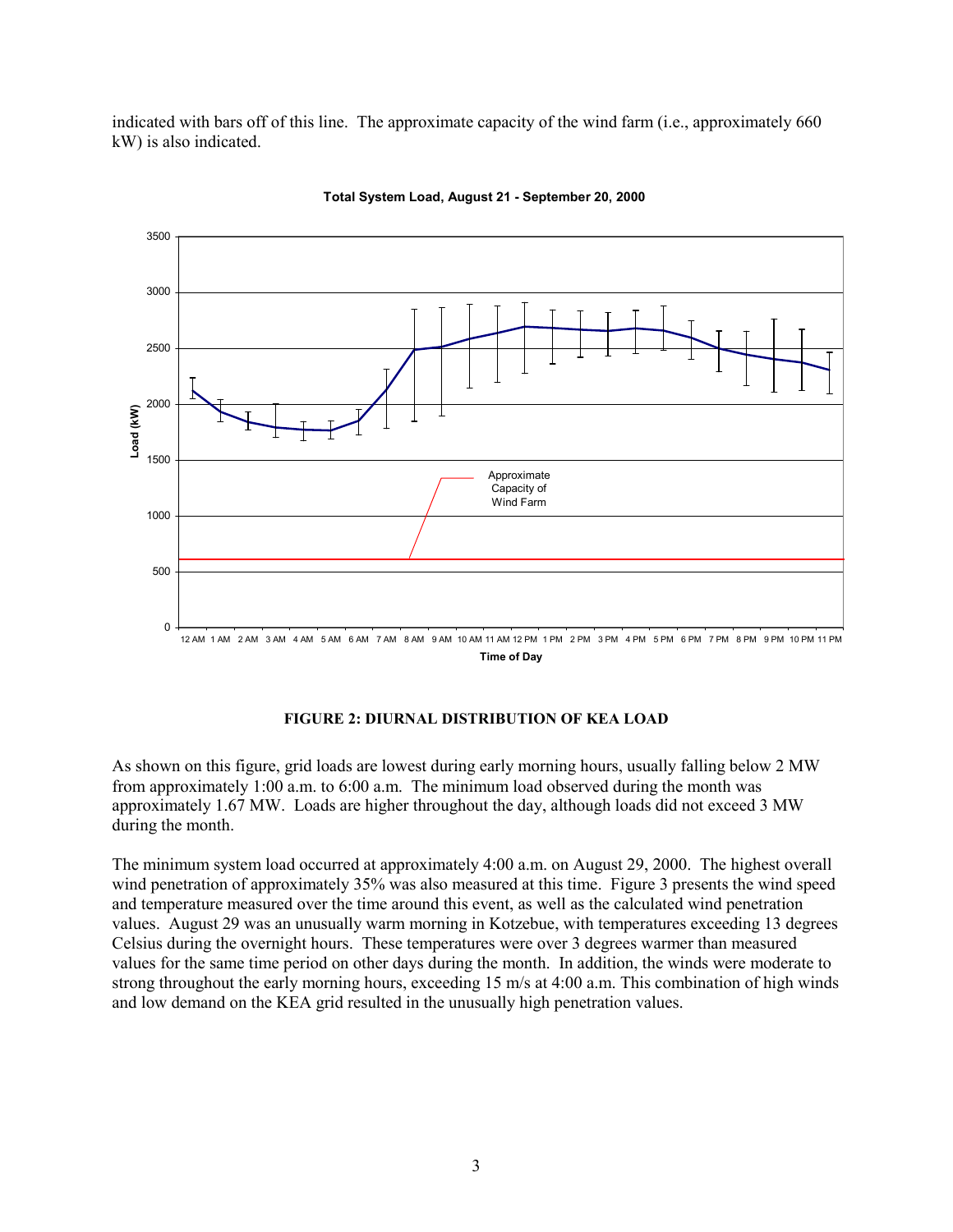indicated with bars off of this line. The approximate capacity of the wind farm (i.e., approximately 660 kW) is also indicated.

**FIGURE 2: DIURNAL DISTRIBUTION OF KEA LOAD**

As shown on this figure, grid loads are lowest during early morning hours, usually falling below 2 MW from approximately 1:00 a.m. to 6:00 a.m. The minimum load observed during the month was approximately 1.67 MW. Loads are higher throughout the day, although loads did not exceed 3 MW during the month.

The minimum system load occurred at approximately 4:00 a.m. on August 29, 2000. The highest overall wind penetration of approximately 35% was also measured at this time. Figure 3 presents the wind speed and temperature measured over the time around this event, as well as the calculated wind penetration values. August 29 was an unusually warm morning in Kotzebue, with temperatures exceeding 13 degrees Celsius during the overnight hours. These temperatures were over 3 degrees warmer than measured values for the same time period on other days during the month. In addition, the winds were moderate to strong throughout the early morning hours, exceeding 15 m/s at 4:00 a.m. This combination of high winds and low demand on the KEA grid resulted in the unusually high penetration values.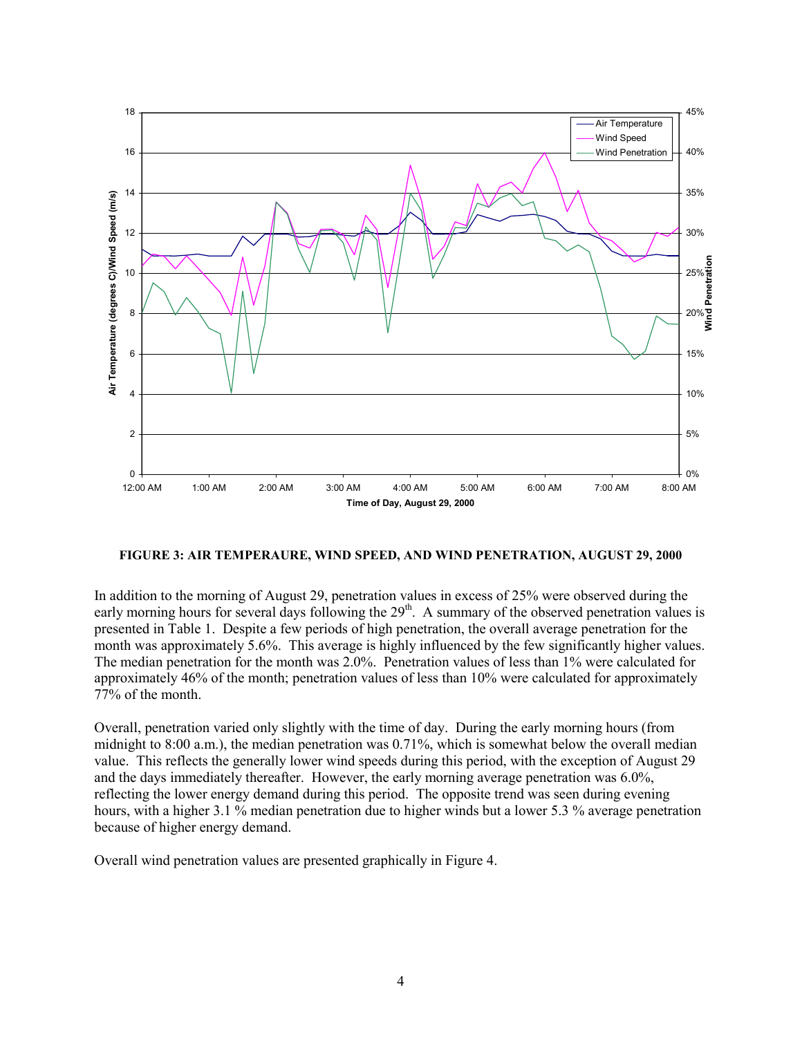FIGURE 3: AIR TEMPERAURE, WIND SPEED, AND WIND PENETRATION, AUGUST 29, 2000

In addition to the morning of August 29, penetration values in excess of 25% were observed during the early morning hours for several days following the 29th. A summary of the observed penetration values is presented in Table 1. Despite a few periods of high penetration, the overall average penetration for the month was approximately 5.6%. This average is highly influenced by the few significantly higher values. The median penetration for the month was 2.0%. Penetration values of less than 1% were calculated for approximately 46% of the month; penetration values of less than 10% were calculated for approximately 77% of the month.

Overall, penetration varied only slightly with the time of day. During the early morning hours (from midnight to 8:00 a.m.), the median penetration was 0.71%, which is somewhat below the overall median value. This reflects the generally lower wind speeds during this period, with the exception of August 29 and the days immediately thereafter. However, the early morning average penetration was 6.0%, reflecting the lower energy demand during this period. The opposite trend was seen during evening hours, with a higher 3.1 % median penetration due to higher winds but a lower 5.3 % average penetration because of higher energy demand.

Overall wind penetration values are presented graphically in Figure 4.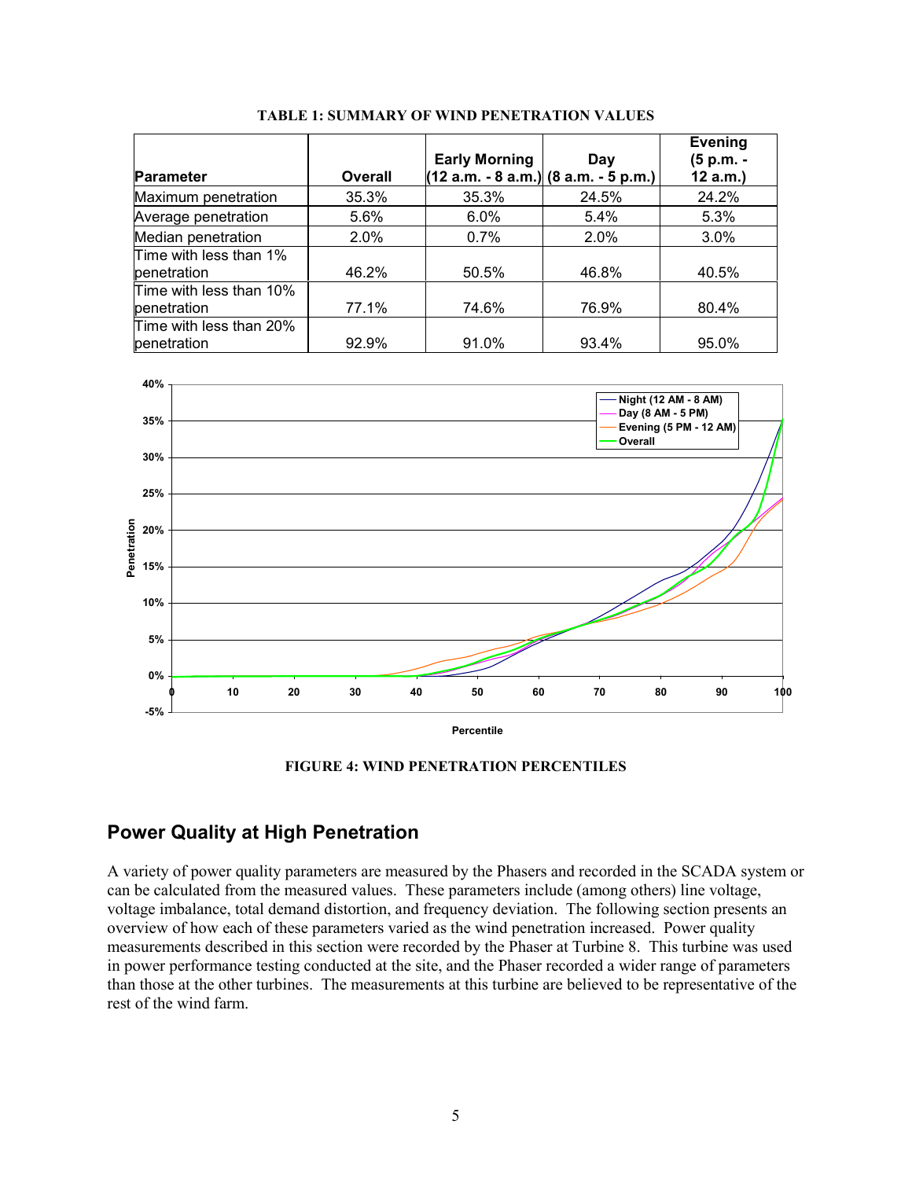**TABLE 1: SUMMARY OF WIND PENETRATION VALUES**

| Parameter | Overall | Early Morning (12 a.m. - 8 a.m.) | Day (8 a.m. - 5 p.m.) | Evening (5 p.m. - 12 a.m.) |
|---|---|---|---|---|
| Maximum penetration | 35.3% | 35.3% | 24.5% | 24.2% |
| Average penetration | 5.6% | 6.0% | 5.4% | 5.3% |
| Median penetration | 2.0% | 0.7% | 2.0% | 3.0% |
| Time with less than 1% penetration | 46.2% | 50.5% | 46.8% | 40.5% |
| Time with less than 10% penetration | 77.1% | 74.6% | 76.9% | 80.4% |
| Time with less than 20% penetration | 92.9% | 91.0% | 93.4% | 95.0% |

**FIGURE 4: WIND PENETRATION PERCENTILES**

## Power Quality at High Penetration

A variety of power quality parameters are measured by the Phasers and recorded in the SCADA system or can be calculated from the measured values. These parameters include (among others) line voltage, voltage imbalance, total demand distortion, and frequency deviation. The following section presents an overview of how each of these parameters varied as the wind penetration increased. Power quality measurements described in this section were recorded by the Phaser at Turbine 8. This turbine was used in power performance testing conducted at the site, and the Phaser recorded a wider range of parameters than those at the other turbines. The measurements at this turbine are believed to be representative of the rest of the wind farm.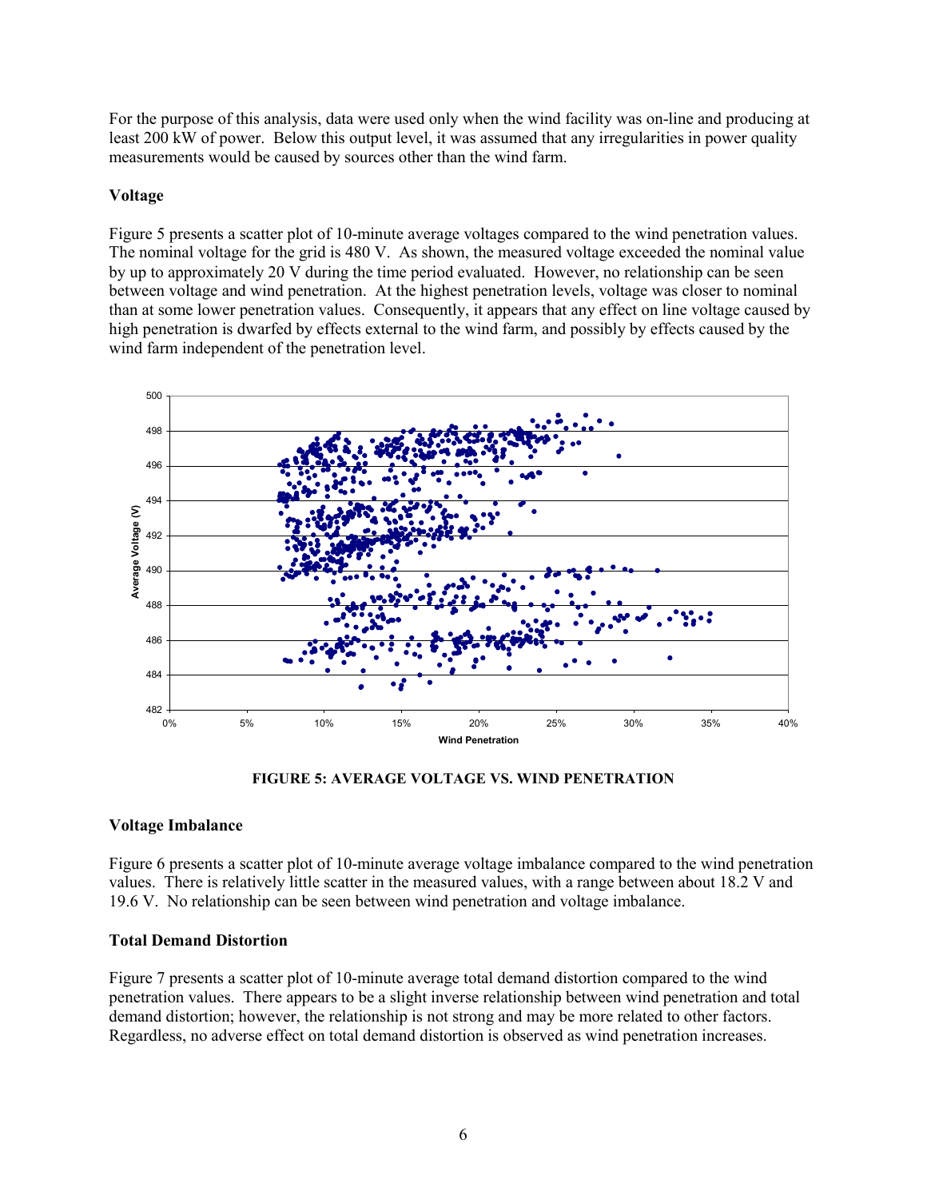For the purpose of this analysis, data were used only when the wind facility was on-line and producing at least 200 kW of power. Below this output level, it was assumed that any irregularities in power quality measurements would be caused by sources other than the wind farm.

### Voltage

Figure 5 presents a scatter plot of 10-minute average voltages compared to the wind penetration values. The nominal voltage for the grid is 480 V. As shown, the measured voltage exceeded the nominal value by up to approximately 20 V during the time period evaluated. However, no relationship can be seen between voltage and wind penetration. At the highest penetration levels, voltage was closer to nominal than at some lower penetration values. Consequently, it appears that any effect on line voltage caused by high penetration is dwarfed by effects external to the wind farm, and possibly by effects caused by the wind farm independent of the penetration level.

**FIGURE 5: AVERAGE VOLTAGE VS. WIND PENETRATION**

### Voltage Imbalance

Figure 6 presents a scatter plot of 10-minute average voltage imbalance compared to the wind penetration values. There is relatively little scatter in the measured values, with a range between about 18.2 V and 19.6 V. No relationship can be seen between wind penetration and voltage imbalance.

### Total Demand Distortion

Figure 7 presents a scatter plot of 10-minute average total demand distortion compared to the wind penetration values. There appears to be a slight inverse relationship between wind penetration and total demand distortion; however, the relationship is not strong and may be more related to other factors. Regardless, no adverse effect on total demand distortion is observed as wind penetration increases.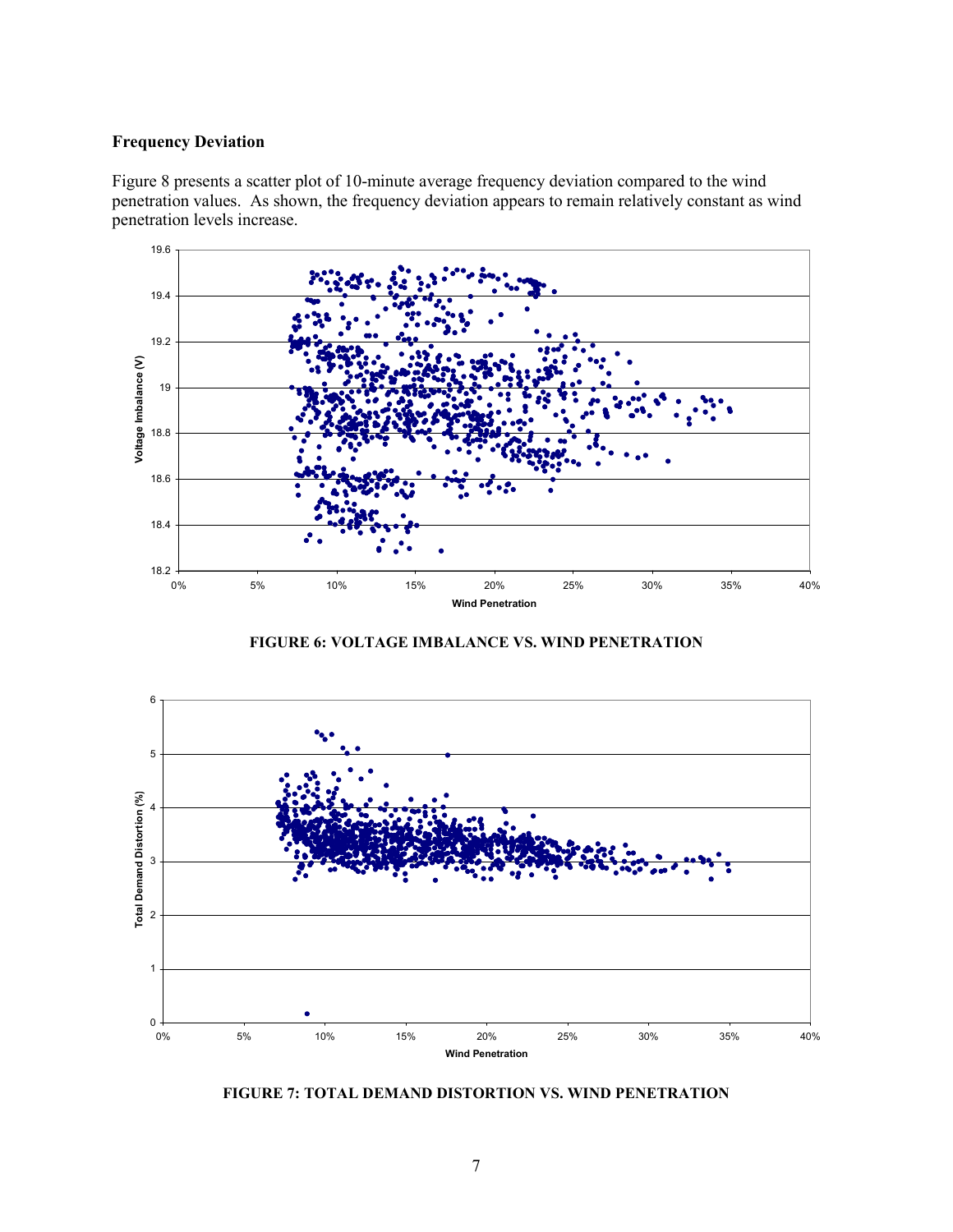### Frequency Deviation

Figure 8 presents a scatter plot of 10-minute average frequency deviation compared to the wind penetration values. As shown, the frequency deviation appears to remain relatively constant as wind penetration levels increase.

**FIGURE 6: VOLTAGE IMBALANCE VS. WIND PENETRATION**

**FIGURE 7: TOTAL DEMAND DISTORTION VS. WIND PENETRATION**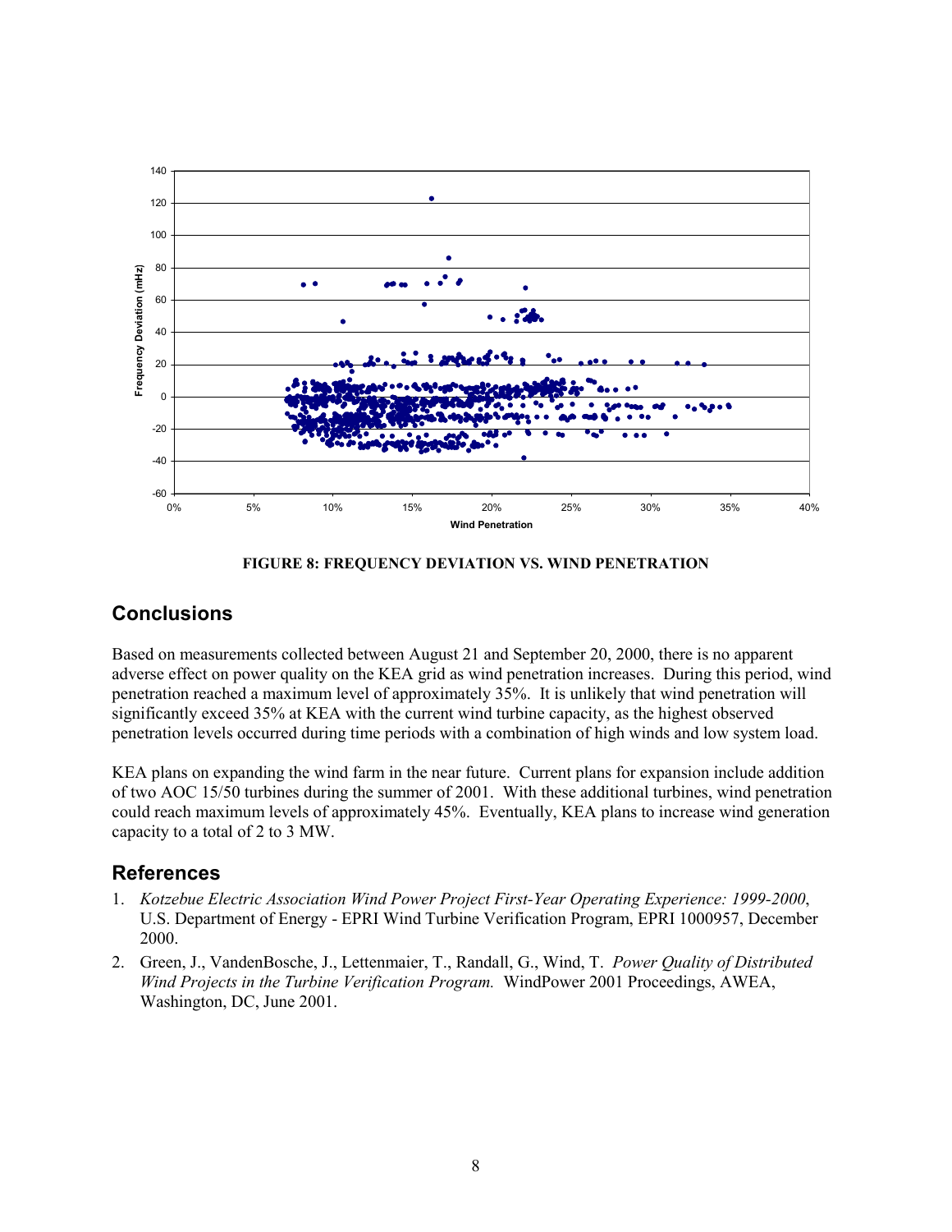FIGURE 8: FREQUENCY DEVIATION VS. WIND PENETRATION

## Conclusions

Based on measurements collected between August 21 and September 20, 2000, there is no apparent adverse effect on power quality on the KEA grid as wind penetration increases. During this period, wind penetration reached a maximum level of approximately 35%. It is unlikely that wind penetration will significantly exceed 35% at KEA with the current wind turbine capacity, as the highest observed penetration levels occurred during time periods with a combination of high winds and low system load.

KEA plans on expanding the wind farm in the near future. Current plans for expansion include addition of two AOC 15/50 turbines during the summer of 2001. With these additional turbines, wind penetration could reach maximum levels of approximately 45%. Eventually, KEA plans to increase wind generation capacity to a total of 2 to 3 MW.

## References

1. *Kotzebue Electric Association Wind Power Project First-Year Operating Experience: 1999-2000*, U.S. Department of Energy - EPRI Wind Turbine Verification Program, EPRI 1000957, December 2000.
2. Green, J., VandenBosche, J., Lettenmaier, T., Randall, G., Wind, T. *Power Quality of Distributed Wind Projects in the Turbine Verification Program.* WindPower 2001 Proceedings, AWEA, Washington, DC, June 2001.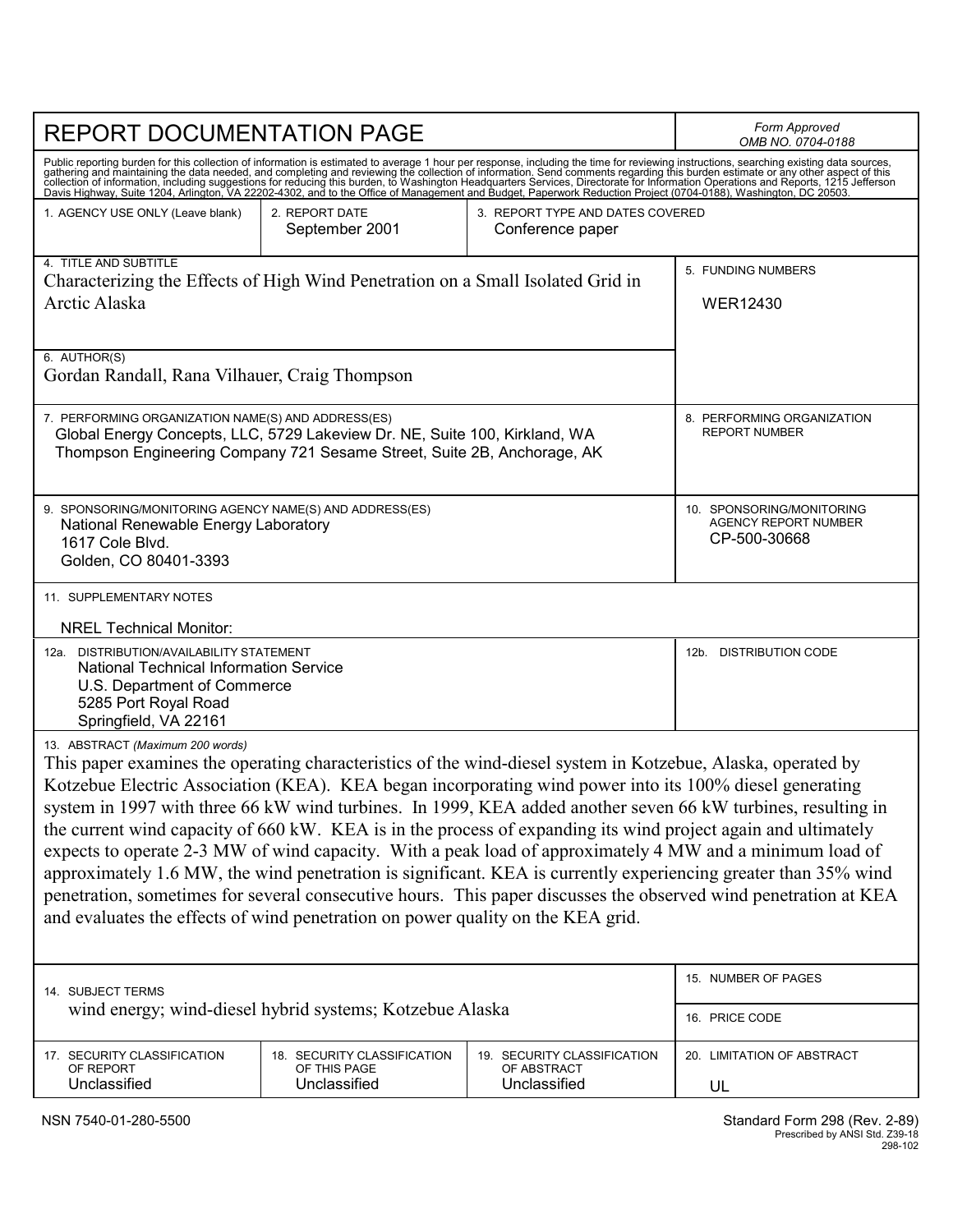# REPORT DOCUMENTATION PAGE

*Form Approved*
*OMB NO. 0704-0188*

Public reporting burden for this collection of information is estimated to average 1 hour per response, including the time for reviewing instructions, searching existing data sources, gathering and maintaining the data needed, and completing and reviewing the collection of information. Send comments regarding this burden estimate or any other aspect of this collection of information, including suggestions for reducing this burden, to Washington Headquarters Services, Directorate for Information Operations and Reports, 1215 Jefferson Davis Highway, Suite 1204, Arlington, VA 22202-4302, and to the Office of Management and Budget, Paperwork Reduction Project (0704-0188), Washington, DC 20503.

| 1. AGENCY USE ONLY (Leave blank) | 2. REPORT DATE | 3. REPORT TYPE AND DATES COVERED |
|---|---|---|
| | September 2001 | Conference paper |

**4. TITLE AND SUBTITLE**
Characterizing the Effects of High Wind Penetration on a Small Isolated Grid in Arctic Alaska

**5. FUNDING NUMBERS**
WER12430

**6. AUTHOR(S)**
Gordan Randall, Rana Vilhauer, Craig Thompson

**7. PERFORMING ORGANIZATION NAME(S) AND ADDRESS(ES)**
Global Energy Concepts, LLC, 5729 Lakeview Dr. NE, Suite 100, Kirkland, WA
Thompson Engineering Company 721 Sesame Street, Suite 2B, Anchorage, AK

**8. PERFORMING ORGANIZATION REPORT NUMBER**

**9. SPONSORING/MONITORING AGENCY NAME(S) AND ADDRESS(ES)**
National Renewable Energy Laboratory
1617 Cole Blvd.
Golden, CO 80401-3393

**10. SPONSORING/MONITORING AGENCY REPORT NUMBER**
CP-500-30668

**11. SUPPLEMENTARY NOTES**

NREL Technical Monitor:

**12a. DISTRIBUTION/AVAILABILITY STATEMENT**
National Technical Information Service
U.S. Department of Commerce
5285 Port Royal Road
Springfield, VA 22161

**12b. DISTRIBUTION CODE**

**13. ABSTRACT** *(Maximum 200 words)*

This paper examines the operating characteristics of the wind-diesel system in Kotzebue, Alaska, operated by Kotzebue Electric Association (KEA). KEA began incorporating wind power into its 100% diesel generating system in 1997 with three 66 kW wind turbines. In 1999, KEA added another seven 66 kW turbines, resulting in the current wind capacity of 660 kW. KEA is in the process of expanding its wind project again and ultimately expects to operate 2-3 MW of wind capacity. With a peak load of approximately 4 MW and a minimum load of approximately 1.6 MW, the wind penetration is significant. KEA is currently experiencing greater than 35% wind penetration, sometimes for several consecutive hours. This paper discusses the observed wind penetration at KEA and evaluates the effects of wind penetration on power quality on the KEA grid.

**14. SUBJECT TERMS**
wind energy; wind-diesel hybrid systems; Kotzebue Alaska

**15. NUMBER OF PAGES**

**16. PRICE CODE**

| 17. SECURITY CLASSIFICATION OF REPORT | 18. SECURITY CLASSIFICATION OF THIS PAGE | 19. SECURITY CLASSIFICATION OF ABSTRACT | 20. LIMITATION OF ABSTRACT |
|---|---|---|---|
| Unclassified | Unclassified | Unclassified | UL |

NSN 7540-01-280-5500

Standard Form 298 (Rev. 2-89)
Prescribed by ANSI Std. Z39-18
298-102